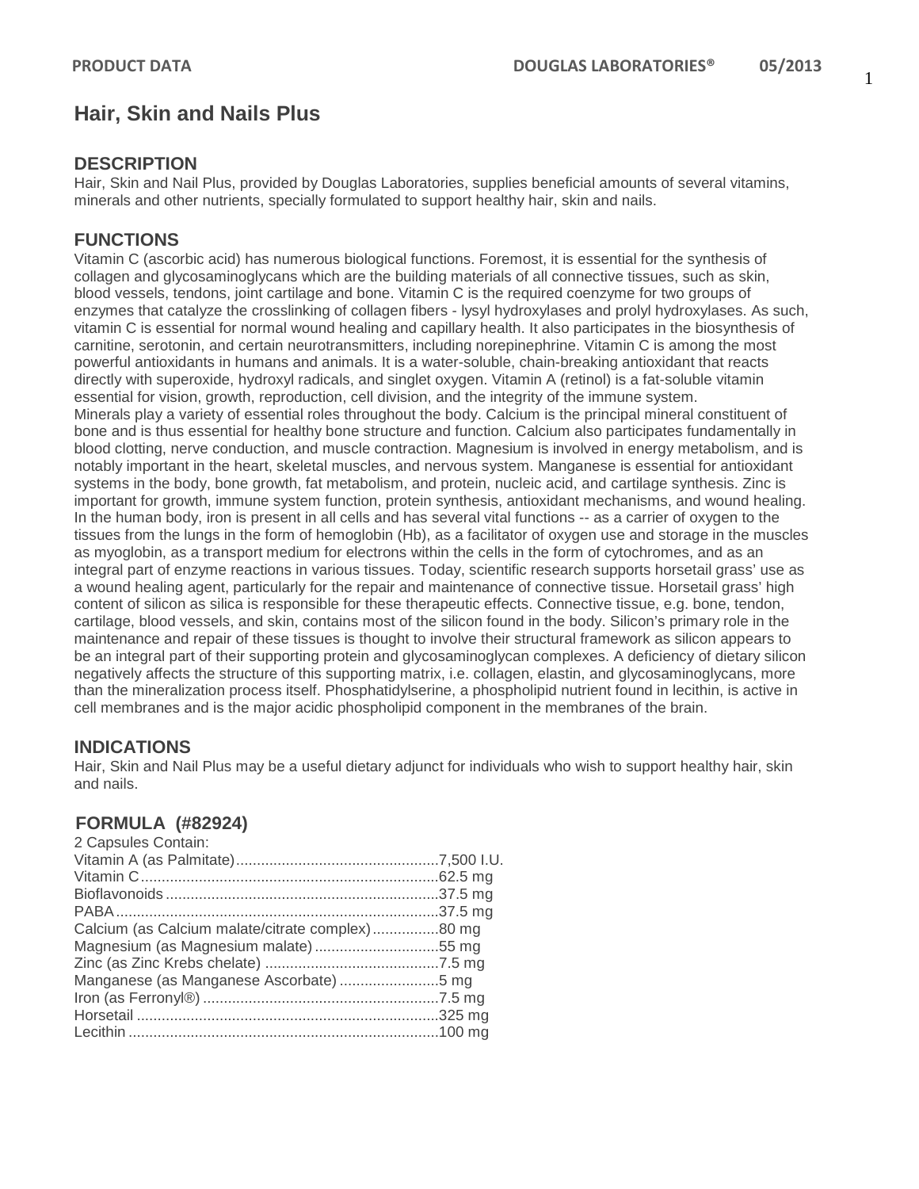# Hair, Skin and Nails Plus

## DESCRIPTION

Hair, Skin and Nail Plus, provided by Douglas Laboratories, supplies beneficial amounts of several vitamins, minerals and other nutrients, specially formulated to support healthy hair, skin and nails.

## FUNCTIONS

Vitamin C (ascorbic acid) has numerous biological functions. Foremost, it is essential for the synthesis of collagen and glycosaminoglycans which are the building materials of all connective tissues, such as skin, blood vessels, tendons, joint cartilage and bone. Vitamin C is the required coenzyme for two groups of enzymes that catalyze the crosslinking of collagen fibers - lysyl hydroxylases and prolyl hydroxylases. As such, vitamin C is essential for normal wound healing and capillary health. It also participates in the biosynthesis of carnitine, serotonin, and certain neurotransmitters, including norepinephrine. Vitamin C is among the most powerful antioxidants in humans and animals. It is a water-soluble, chain-breaking antioxidant that reacts directly with superoxide, hydroxyl radicals, and singlet oxygen. Vitamin A (retinol) is a fat-soluble vitamin essential for vision, growth, reproduction, cell division, and the integrity of the immune system.

Minerals play a variety of essential roles throughout the body. Calcium is the principal mineral constituent of bone and is thus essential for healthy bone structure and function. Calcium also participates fundamentally in blood clotting, nerve conduction, and muscle contraction. Magnesium is involved in energy metabolism, and is notably important in the heart, skeletal muscles, and nervous system. Manganese is essential for antioxidant systems in the body, bone growth, fat metabolism, and protein, nucleic acid, and cartilage synthesis. Zinc is important for growth, immune system function, protein synthesis, antioxidant mechanisms, and wound healing. In the human body, iron is present in all cells and has several vital functions -- as a carrier of oxygen to the tissues from the lungs in the form of hemoglobin (Hb), as a facilitator of oxygen use and storage in the muscles as myoglobin, as a transport medium for electrons within the cells in the form of cytochromes, and as an integral part of enzyme reactions in various tissues. Today, scientific research supports horsetail grass' use as a wound healing agent, particularly for the repair and maintenance of connective tissue. Horsetail grass' high content of silicon as silica is responsible for these therapeutic effects. Connective tissue, e.g. bone, tendon, cartilage, blood vessels, and skin, contains most of the silicon found in the body. Silicon's primary role in the maintenance and repair of these tissues is thought to involve their structural framework as silicon appears to be an integral part of their supporting protein and glycosaminoglycan complexes. A deficiency of dietary silicon negatively affects the structure of this supporting matrix, i.e. collagen, elastin, and glycosaminoglycans, more than the mineralization process itself. Phosphatidylserine, a phospholipid nutrient found in lecithin, is active in cell membranes and is the major acidic phospholipid component in the membranes of the brain.

## INDICATIONS

Hair, Skin and Nail Plus may be a useful dietary adjunct for individuals who wish to support healthy hair, skin and nails.

## FORMULA (#82924)

2 Capsules Contain:

| Ingredient | Amount |
|---|---|
| Vitamin A (as Palmitate) | 7,500 I.U. |
| Vitamin C | 62.5 mg |
| Bioflavonoids | 37.5 mg |
| PABA | 37.5 mg |
| Calcium (as Calcium malate/citrate complex) | 80 mg |
| Magnesium (as Magnesium malate) | 55 mg |
| Zinc (as Zinc Krebs chelate) | 7.5 mg |
| Manganese (as Manganese Ascorbate) | 5 mg |
| Iron (as Ferronyl®) | 7.5 mg |
| Horsetail | 325 mg |
| Lecithin | 100 mg |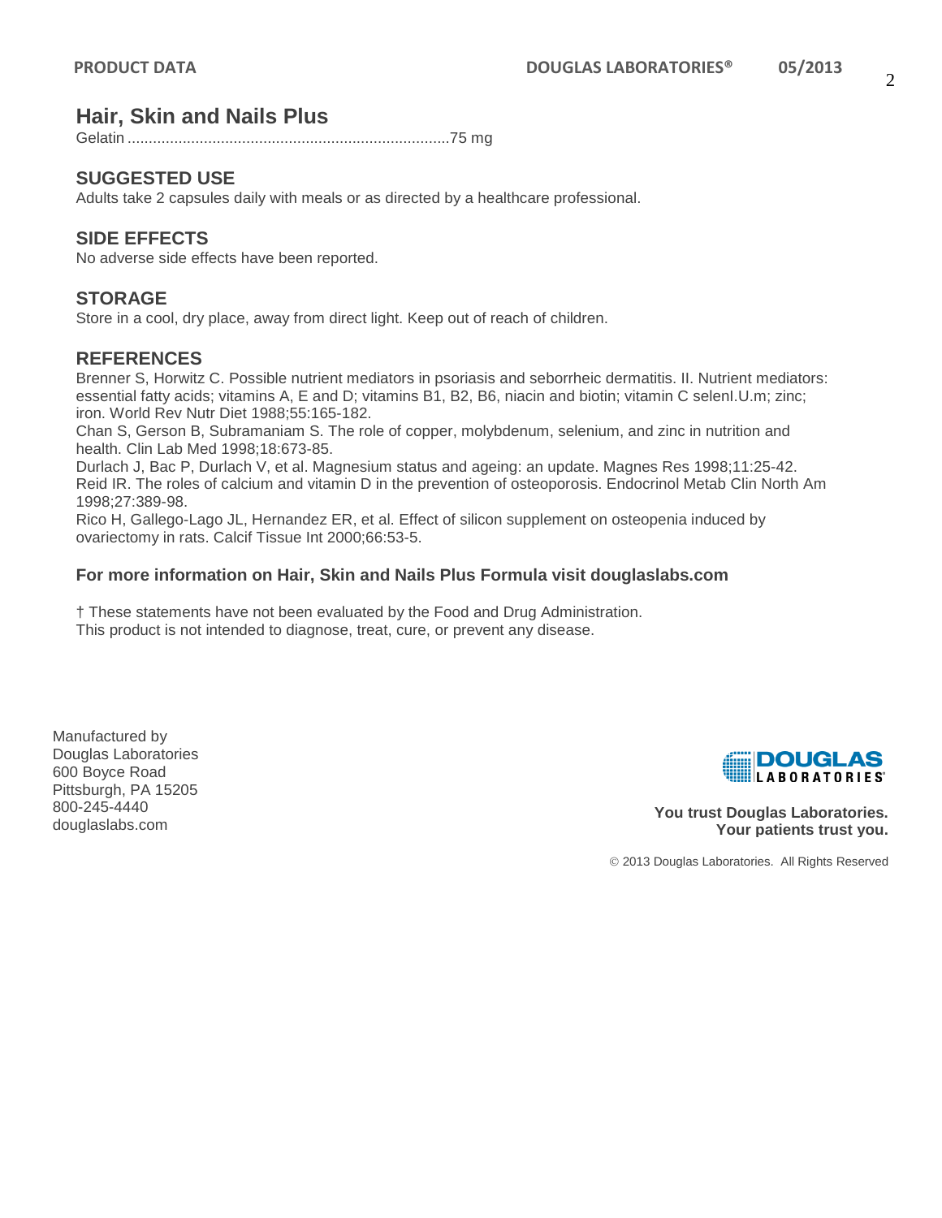## Hair, Skin and Nails Plus

Gelatin ............................................................................75 mg

### SUGGESTED USE

Adults take 2 capsules daily with meals or as directed by a healthcare professional.

### SIDE EFFECTS

No adverse side effects have been reported.

### STORAGE

Store in a cool, dry place, away from direct light. Keep out of reach of children.

### REFERENCES

Brenner S, Horwitz C. Possible nutrient mediators in psoriasis and seborrheic dermatitis. II. Nutrient mediators: essential fatty acids; vitamins A, E and D; vitamins B1, B2, B6, niacin and biotin; vitamin C selenI.U.m; zinc; iron. World Rev Nutr Diet 1988;55:165-182.
Chan S, Gerson B, Subramaniam S. The role of copper, molybdenum, selenium, and zinc in nutrition and health. Clin Lab Med 1998;18:673-85.
Durlach J, Bac P, Durlach V, et al. Magnesium status and ageing: an update. Magnes Res 1998;11:25-42.
Reid IR. The roles of calcium and vitamin D in the prevention of osteoporosis. Endocrinol Metab Clin North Am 1998;27:389-98.
Rico H, Gallego-Lago JL, Hernandez ER, et al. Effect of silicon supplement on osteopenia induced by ovariectomy in rats. Calcif Tissue Int 2000;66:53-5.

**For more information on Hair, Skin and Nails Plus Formula visit douglaslabs.com**

† These statements have not been evaluated by the Food and Drug Administration.
This product is not intended to diagnose, treat, cure, or prevent any disease.

Manufactured by
Douglas Laboratories
600 Boyce Road
Pittsburgh, PA 15205
800-245-4440
douglaslabs.com

DOUGLAS LABORATORIES®

**You trust Douglas Laboratories.**
**Your patients trust you.**

© 2013 Douglas Laboratories. All Rights Reserved